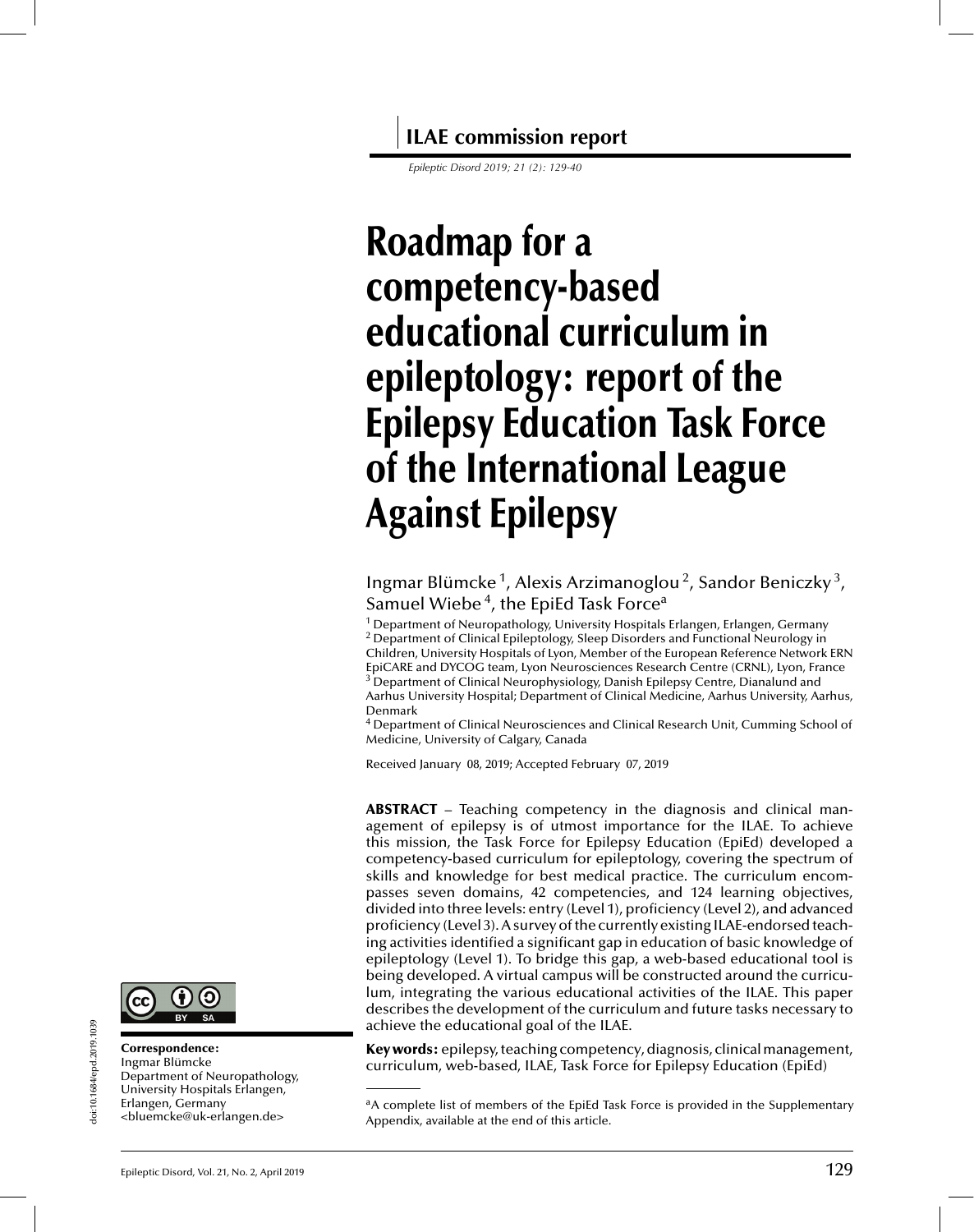ILAE commission report

# Roadmap for a competency-based educational curriculum in epileptology: report of the Epilepsy Education Task Force of the International League Against Epilepsy

Ingmar Blümcke [1], Alexis Arzimanoglou [2], Sandor Beniczky [3], Samuel Wiebe [4], the EpiEd Task Force[a]

[1] Department of Neuropathology, University Hospitals Erlangen, Erlangen, Germany
[2] Department of Clinical Epileptology, Sleep Disorders and Functional Neurology in Children, University Hospitals of Lyon, Member of the European Reference Network ERN EpiCARE and DYCOG team, Lyon Neurosciences Research Centre (CRNL), Lyon, France
[3] Department of Clinical Neurophysiology, Danish Epilepsy Centre, Dianalund and Aarhus University Hospital; Department of Clinical Medicine, Aarhus University, Aarhus, Denmark
[4] Department of Clinical Neurosciences and Clinical Research Unit, Cumming School of Medicine, University of Calgary, Canada

Received January 08, 2019; Accepted February 07, 2019

**ABSTRACT** – Teaching competency in the diagnosis and clinical management of epilepsy is of utmost importance for the ILAE. To achieve this mission, the Task Force for Epilepsy Education (EpiEd) developed a competency-based curriculum for epileptology, covering the spectrum of skills and knowledge for best medical practice. The curriculum encompasses seven domains, 42 competencies, and 124 learning objectives, divided into three levels: entry (Level 1), proficiency (Level 2), and advanced proficiency (Level 3). A survey of the currently existing ILAE-endorsed teaching activities identified a significant gap in education of basic knowledge of epileptology (Level 1). To bridge this gap, a web-based educational tool is being developed. A virtual campus will be constructed around the curriculum, integrating the various educational activities of the ILAE. This paper describes the development of the curriculum and future tasks necessary to achieve the educational goal of the ILAE.

**Key words:** epilepsy, teaching competency, diagnosis, clinical management, curriculum, web-based, ILAE, Task Force for Epilepsy Education (EpiEd)

[a] A complete list of members of the EpiEd Task Force is provided in the Supplementary Appendix, available at the end of this article.

doi:10.1684/epd.2019.1039

**Correspondence:**
Ingmar Blümcke
Department of Neuropathology, University Hospitals Erlangen, Erlangen, Germany
<bluemcke@uk-erlangen.de>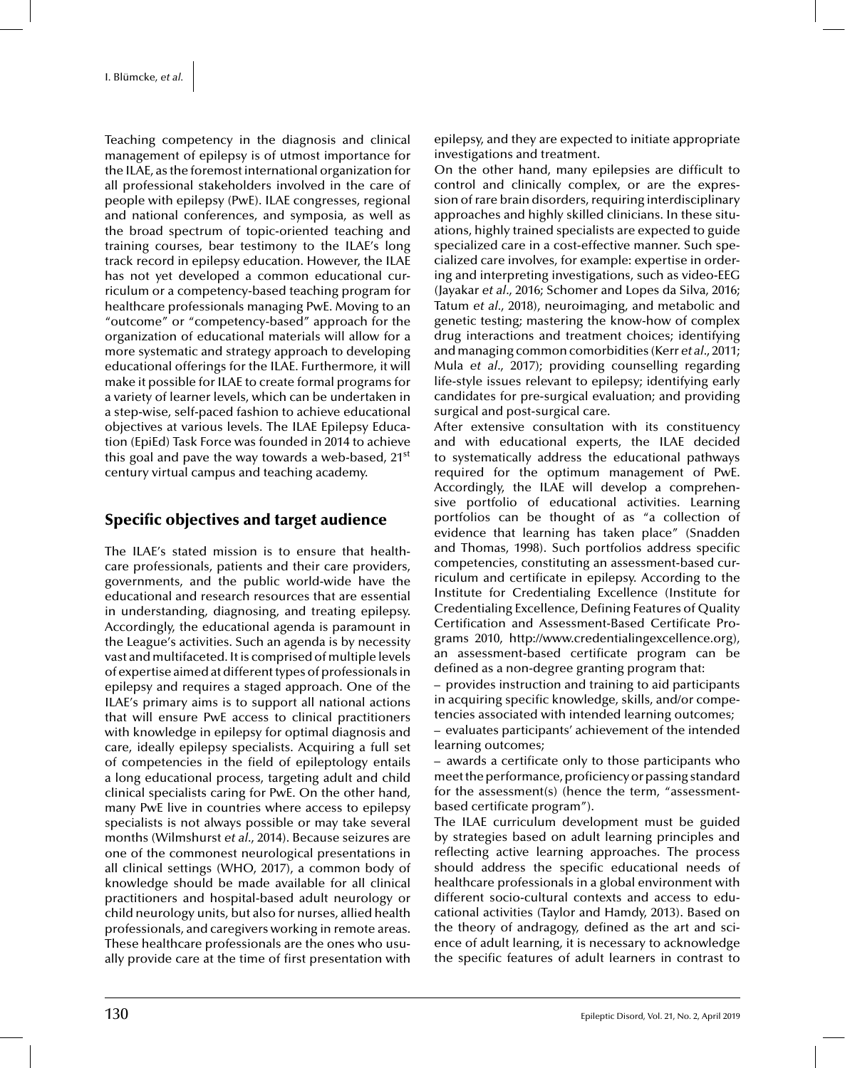Teaching competency in the diagnosis and clinical management of epilepsy is of utmost importance for the ILAE, as the foremost international organization for all professional stakeholders involved in the care of people with epilepsy (PwE). ILAE congresses, regional and national conferences, and symposia, as well as the broad spectrum of topic-oriented teaching and training courses, bear testimony to the ILAE's long track record in epilepsy education. However, the ILAE has not yet developed a common educational curriculum or a competency-based teaching program for healthcare professionals managing PwE. Moving to an "outcome" or "competency-based" approach for the organization of educational materials will allow for a more systematic and strategy approach to developing educational offerings for the ILAE. Furthermore, it will make it possible for ILAE to create formal programs for a variety of learner levels, which can be undertaken in a step-wise, self-paced fashion to achieve educational objectives at various levels. The ILAE Epilepsy Education (EpiEd) Task Force was founded in 2014 to achieve this goal and pave the way towards a web-based, 21st century virtual campus and teaching academy.

## Specific objectives and target audience

The ILAE's stated mission is to ensure that healthcare professionals, patients and their care providers, governments, and the public world-wide have the educational and research resources that are essential in understanding, diagnosing, and treating epilepsy. Accordingly, the educational agenda is paramount in the League's activities. Such an agenda is by necessity vast and multifaceted. It is comprised of multiple levels of expertise aimed at different types of professionals in epilepsy and requires a staged approach. One of the ILAE's primary aims is to support all national actions that will ensure PwE access to clinical practitioners with knowledge in epilepsy for optimal diagnosis and care, ideally epilepsy specialists. Acquiring a full set of competencies in the field of epileptology entails a long educational process, targeting adult and child clinical specialists caring for PwE. On the other hand, many PwE live in countries where access to epilepsy specialists is not always possible or may take several months (Wilmshurst *et al*., 2014). Because seizures are one of the commonest neurological presentations in all clinical settings (WHO, 2017), a common body of knowledge should be made available for all clinical practitioners and hospital-based adult neurology or child neurology units, but also for nurses, allied health professionals, and caregivers working in remote areas. These healthcare professionals are the ones who usually provide care at the time of first presentation with epilepsy, and they are expected to initiate appropriate investigations and treatment.

On the other hand, many epilepsies are difficult to control and clinically complex, or are the expression of rare brain disorders, requiring interdisciplinary approaches and highly skilled clinicians. In these situations, highly trained specialists are expected to guide specialized care in a cost-effective manner. Such specialized care involves, for example: expertise in ordering and interpreting investigations, such as video-EEG (Jayakar *et al*., 2016; Schomer and Lopes da Silva, 2016; Tatum *et al*., 2018), neuroimaging, and metabolic and genetic testing; mastering the know-how of complex drug interactions and treatment choices; identifying and managing common comorbidities (Kerr *et al*., 2011; Mula *et al*., 2017); providing counselling regarding life-style issues relevant to epilepsy; identifying early candidates for pre-surgical evaluation; and providing surgical and post-surgical care.

After extensive consultation with its constituency and with educational experts, the ILAE decided to systematically address the educational pathways required for the optimum management of PwE. Accordingly, the ILAE will develop a comprehensive portfolio of educational activities. Learning portfolios can be thought of as "a collection of evidence that learning has taken place" (Snadden and Thomas, 1998). Such portfolios address specific competencies, constituting an assessment-based curriculum and certificate in epilepsy. According to the Institute for Credentialing Excellence (Institute for Credentialing Excellence, Defining Features of Quality Certification and Assessment-Based Certificate Programs 2010, http://www.credentialingexcellence.org), an assessment-based certificate program can be defined as a non-degree granting program that:

– provides instruction and training to aid participants in acquiring specific knowledge, skills, and/or competencies associated with intended learning outcomes;

– evaluates participants' achievement of the intended learning outcomes;

– awards a certificate only to those participants who meet the performance, proficiency or passing standard for the assessment(s) (hence the term, "assessment-based certificate program").

The ILAE curriculum development must be guided by strategies based on adult learning principles and reflecting active learning approaches. The process should address the specific educational needs of healthcare professionals in a global environment with different socio-cultural contexts and access to educational activities (Taylor and Hamdy, 2013). Based on the theory of andragogy, defined as the art and science of adult learning, it is necessary to acknowledge the specific features of adult learners in contrast to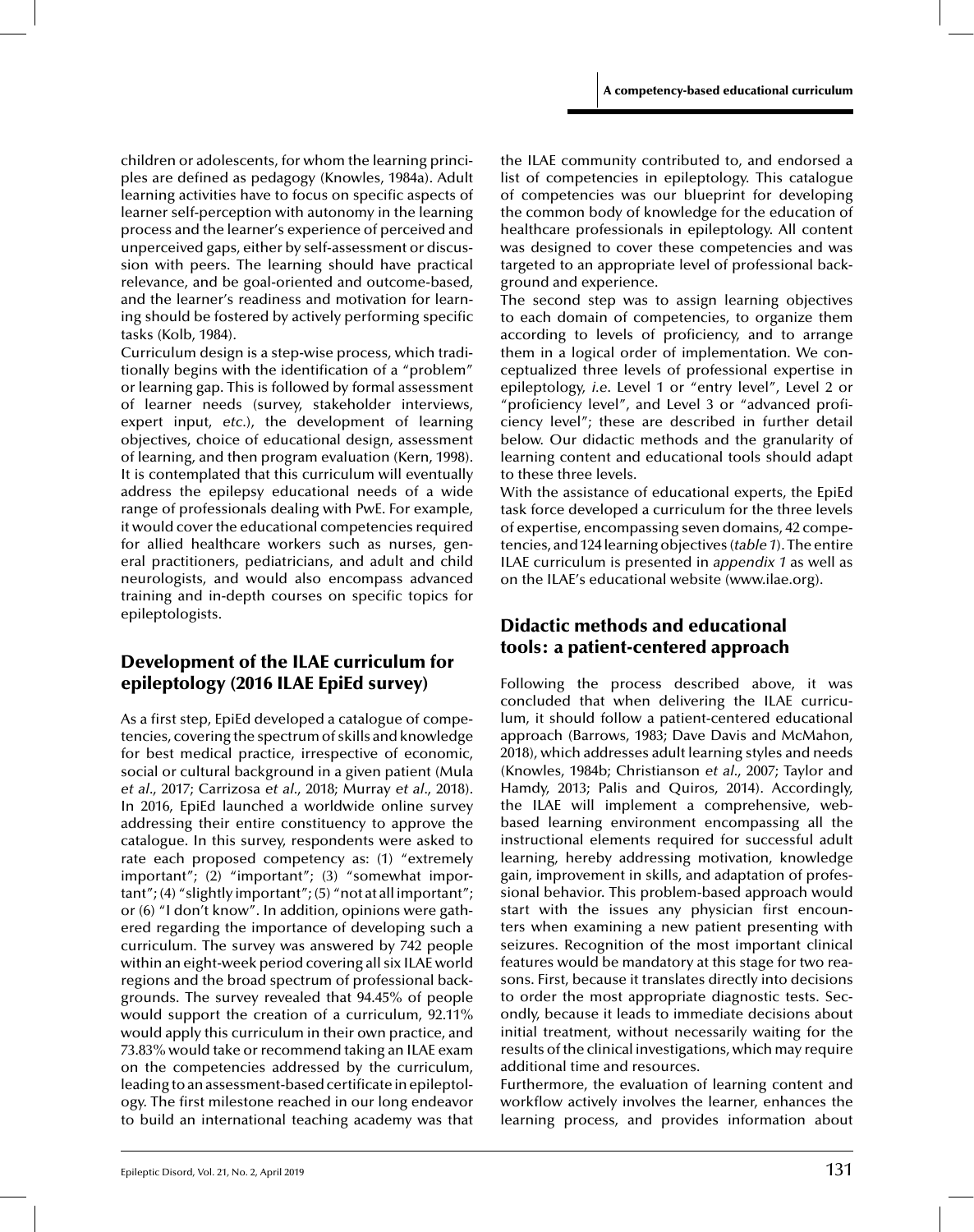children or adolescents, for whom the learning principles are defined as pedagogy (Knowles, 1984a). Adult learning activities have to focus on specific aspects of learner self-perception with autonomy in the learning process and the learner's experience of perceived and unperceived gaps, either by self-assessment or discussion with peers. The learning should have practical relevance, and be goal-oriented and outcome-based, and the learner's readiness and motivation for learning should be fostered by actively performing specific tasks (Kolb, 1984).

Curriculum design is a step-wise process, which traditionally begins with the identification of a "problem" or learning gap. This is followed by formal assessment of learner needs (survey, stakeholder interviews, expert input, *etc.*), the development of learning objectives, choice of educational design, assessment of learning, and then program evaluation (Kern, 1998). It is contemplated that this curriculum will eventually address the epilepsy educational needs of a wide range of professionals dealing with PwE. For example, it would cover the educational competencies required for allied healthcare workers such as nurses, general practitioners, pediatricians, and adult and child neurologists, and would also encompass advanced training and in-depth courses on specific topics for epileptologists.

## Development of the ILAE curriculum for epileptology (2016 ILAE EpiEd survey)

As a first step, EpiEd developed a catalogue of competencies, covering the spectrum of skills and knowledge for best medical practice, irrespective of economic, social or cultural background in a given patient (Mula *et al.*, 2017; Carrizosa *et al.*, 2018; Murray *et al.*, 2018). In 2016, EpiEd launched a worldwide online survey addressing their entire constituency to approve the catalogue. In this survey, respondents were asked to rate each proposed competency as: (1) "extremely important"; (2) "important"; (3) "somewhat important"; (4) "slightly important"; (5) "not at all important"; or (6) "I don't know". In addition, opinions were gathered regarding the importance of developing such a curriculum. The survey was answered by 742 people within an eight-week period covering all six ILAE world regions and the broad spectrum of professional backgrounds. The survey revealed that 94.45% of people would support the creation of a curriculum, 92.11% would apply this curriculum in their own practice, and 73.83% would take or recommend taking an ILAE exam on the competencies addressed by the curriculum, leading to an assessment-based certificate in epileptology. The first milestone reached in our long endeavor to build an international teaching academy was that the ILAE community contributed to, and endorsed a list of competencies in epileptology. This catalogue of competencies was our blueprint for developing the common body of knowledge for the education of healthcare professionals in epileptology. All content was designed to cover these competencies and was targeted to an appropriate level of professional background and experience.

The second step was to assign learning objectives to each domain of competencies, to organize them according to levels of proficiency, and to arrange them in a logical order of implementation. We conceptualized three levels of professional expertise in epileptology, *i.e.* Level 1 or "entry level", Level 2 or "proficiency level", and Level 3 or "advanced proficiency level"; these are described in further detail below. Our didactic methods and the granularity of learning content and educational tools should adapt to these three levels.

With the assistance of educational experts, the EpiEd task force developed a curriculum for the three levels of expertise, encompassing seven domains, 42 competencies, and 124 learning objectives (*table 1*). The entire ILAE curriculum is presented in *appendix 1* as well as on the ILAE's educational website (www.ilae.org).

## Didactic methods and educational tools: a patient-centered approach

Following the process described above, it was concluded that when delivering the ILAE curriculum, it should follow a patient-centered educational approach (Barrows, 1983; Dave Davis and McMahon, 2018), which addresses adult learning styles and needs (Knowles, 1984b; Christianson *et al.*, 2007; Taylor and Hamdy, 2013; Palis and Quiros, 2014). Accordingly, the ILAE will implement a comprehensive, web-based learning environment encompassing all the instructional elements required for successful adult learning, hereby addressing motivation, knowledge gain, improvement in skills, and adaptation of professional behavior. This problem-based approach would start with the issues any physician first encounters when examining a new patient presenting with seizures. Recognition of the most important clinical features would be mandatory at this stage for two reasons. First, because it translates directly into decisions to order the most appropriate diagnostic tests. Secondly, because it leads to immediate decisions about initial treatment, without necessarily waiting for the results of the clinical investigations, which may require additional time and resources.

Furthermore, the evaluation of learning content and workflow actively involves the learner, enhances the learning process, and provides information about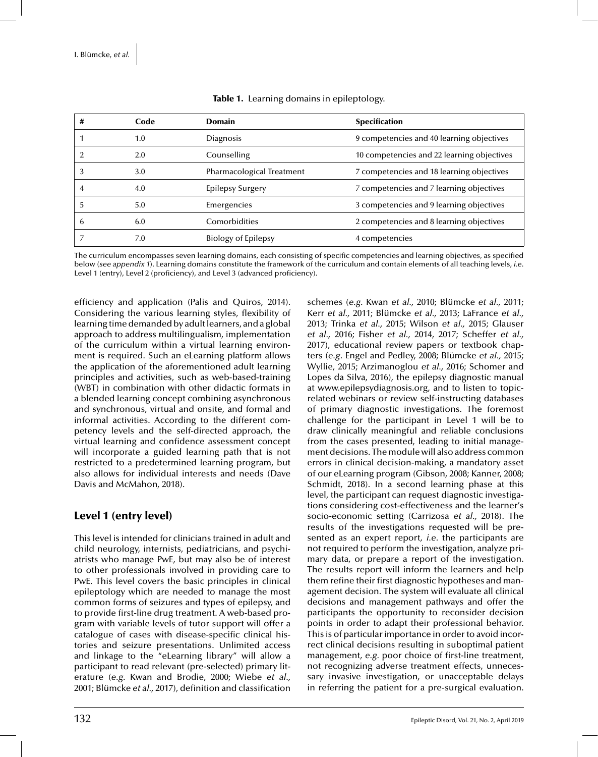**Table 1.** Learning domains in epileptology.

| # | Code | Domain | Specification |
|---|---|---|---|
| 1 | 1.0 | Diagnosis | 9 competencies and 40 learning objectives |
| 2 | 2.0 | Counselling | 10 competencies and 22 learning objectives |
| 3 | 3.0 | Pharmacological Treatment | 7 competencies and 18 learning objectives |
| 4 | 4.0 | Epilepsy Surgery | 7 competencies and 7 learning objectives |
| 5 | 5.0 | Emergencies | 3 competencies and 9 learning objectives |
| 6 | 6.0 | Comorbidities | 2 competencies and 8 learning objectives |
| 7 | 7.0 | Biology of Epilepsy | 4 competencies |

The curriculum encompasses seven learning domains, each consisting of specific competencies and learning objectives, as specified below (*see appendix 1*). Learning domains constitute the framework of the curriculum and contain elements of all teaching levels, *i.e.* Level 1 (entry), Level 2 (proficiency), and Level 3 (advanced proficiency).

efficiency and application (Palis and Quiros, 2014). Considering the various learning styles, flexibility of learning time demanded by adult learners, and a global approach to address multilingualism, implementation of the curriculum within a virtual learning environment is required. Such an eLearning platform allows the application of the aforementioned adult learning principles and activities, such as web-based-training (WBT) in combination with other didactic formats in a blended learning concept combining asynchronous and synchronous, virtual and onsite, and formal and informal activities. According to the different competency levels and the self-directed approach, the virtual learning and confidence assessment concept will incorporate a guided learning path that is not restricted to a predetermined learning program, but also allows for individual interests and needs (Dave Davis and McMahon, 2018).

## Level 1 (entry level)

This level is intended for clinicians trained in adult and child neurology, internists, pediatricians, and psychiatrists who manage PwE, but may also be of interest to other professionals involved in providing care to PwE. This level covers the basic principles in clinical epileptology which are needed to manage the most common forms of seizures and types of epilepsy, and to provide first-line drug treatment. A web-based program with variable levels of tutor support will offer a catalogue of cases with disease-specific clinical histories and seizure presentations. Unlimited access and linkage to the "eLearning library" will allow a participant to read relevant (pre-selected) primary literature (*e.g.* Kwan and Brodie, 2000; Wiebe *et al.*, 2001; Blümcke *et al.*, 2017), definition and classification schemes (*e.g.* Kwan *et al.*, 2010; Blümcke *et al.*, 2011; Kerr *et al.*, 2011; Blümcke *et al.*, 2013; LaFrance *et al.*, 2013; Trinka *et al.*, 2015; Wilson *et al.*, 2015; Glauser *et al.*, 2016; Fisher *et al.*, 2014, 2017; Scheffer *et al.*, 2017), educational review papers or textbook chapters (*e.g.* Engel and Pedley, 2008; Blümcke *et al.*, 2015; Wyllie, 2015; Arzimanoglou *et al.*, 2016; Schomer and Lopes da Silva, 2016), the epilepsy diagnostic manual at www.epilepsydiagnosis.org, and to listen to topic-related webinars or review self-instructing databases of primary diagnostic investigations. The foremost challenge for the participant in Level 1 will be to draw clinically meaningful and reliable conclusions from the cases presented, leading to initial management decisions. The module will also address common errors in clinical decision-making, a mandatory asset of our eLearning program (Gibson, 2008; Kanner, 2008; Schmidt, 2018). In a second learning phase at this level, the participant can request diagnostic investigations considering cost-effectiveness and the learner's socio-economic setting (Carrizosa *et al.*, 2018). The results of the investigations requested will be presented as an expert report, *i.e.* the participants are not required to perform the investigation, analyze primary data, or prepare a report of the investigation. The results report will inform the learners and help them refine their first diagnostic hypotheses and management decision. The system will evaluate all clinical decisions and management pathways and offer the participants the opportunity to reconsider decision points in order to adapt their professional behavior. This is of particular importance in order to avoid incorrect clinical decisions resulting in suboptimal patient management, *e.g.* poor choice of first-line treatment, not recognizing adverse treatment effects, unnecessary invasive investigation, or unacceptable delays in referring the patient for a pre-surgical evaluation.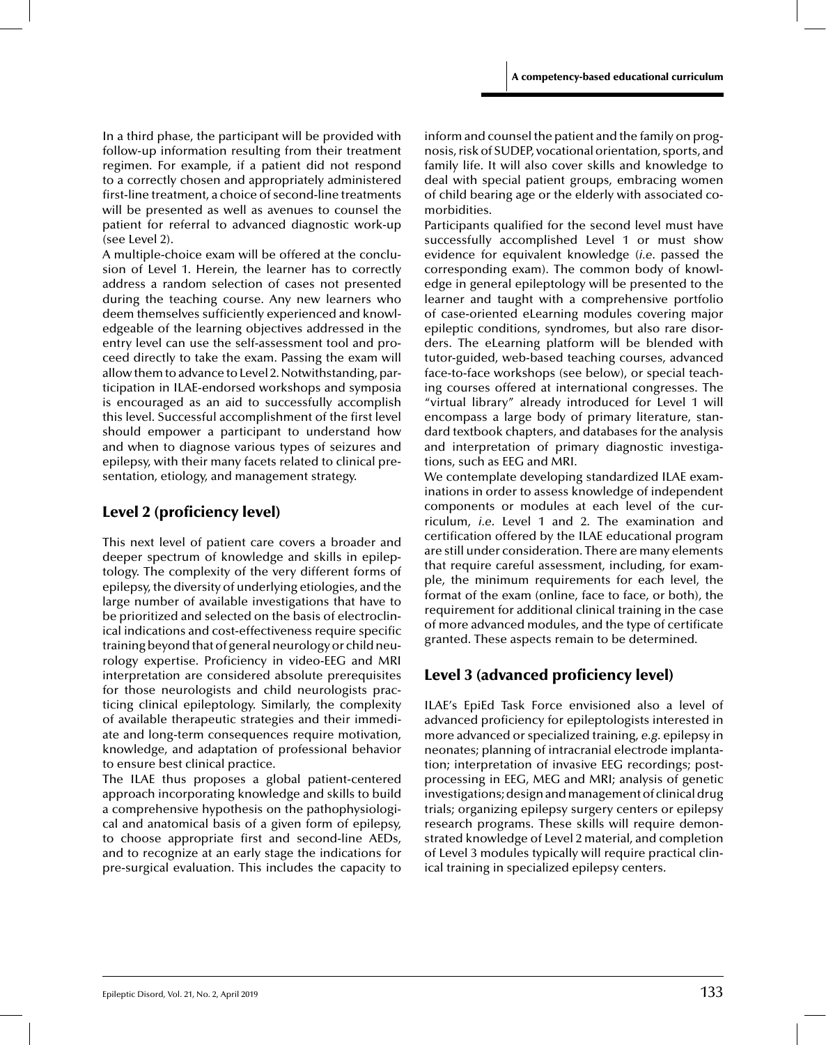In a third phase, the participant will be provided with follow-up information resulting from their treatment regimen. For example, if a patient did not respond to a correctly chosen and appropriately administered first-line treatment, a choice of second-line treatments will be presented as well as avenues to counsel the patient for referral to advanced diagnostic work-up (see Level 2).

A multiple-choice exam will be offered at the conclusion of Level 1. Herein, the learner has to correctly address a random selection of cases not presented during the teaching course. Any new learners who deem themselves sufficiently experienced and knowledgeable of the learning objectives addressed in the entry level can use the self-assessment tool and proceed directly to take the exam. Passing the exam will allow them to advance to Level 2. Notwithstanding, participation in ILAE-endorsed workshops and symposia is encouraged as an aid to successfully accomplish this level. Successful accomplishment of the first level should empower a participant to understand how and when to diagnose various types of seizures and epilepsy, with their many facets related to clinical presentation, etiology, and management strategy.

## Level 2 (proficiency level)

This next level of patient care covers a broader and deeper spectrum of knowledge and skills in epileptology. The complexity of the very different forms of epilepsy, the diversity of underlying etiologies, and the large number of available investigations that have to be prioritized and selected on the basis of electroclinical indications and cost-effectiveness require specific training beyond that of general neurology or child neurology expertise. Proficiency in video-EEG and MRI interpretation are considered absolute prerequisites for those neurologists and child neurologists practicing clinical epileptology. Similarly, the complexity of available therapeutic strategies and their immediate and long-term consequences require motivation, knowledge, and adaptation of professional behavior to ensure best clinical practice.

The ILAE thus proposes a global patient-centered approach incorporating knowledge and skills to build a comprehensive hypothesis on the pathophysiological and anatomical basis of a given form of epilepsy, to choose appropriate first and second-line AEDs, and to recognize at an early stage the indications for pre-surgical evaluation. This includes the capacity to inform and counsel the patient and the family on prognosis, risk of SUDEP, vocational orientation, sports, and family life. It will also cover skills and knowledge to deal with special patient groups, embracing women of child bearing age or the elderly with associated comorbidities.

Participants qualified for the second level must have successfully accomplished Level 1 or must show evidence for equivalent knowledge (*i.e.* passed the corresponding exam). The common body of knowledge in general epileptology will be presented to the learner and taught with a comprehensive portfolio of case-oriented eLearning modules covering major epileptic conditions, syndromes, but also rare disorders. The eLearning platform will be blended with tutor-guided, web-based teaching courses, advanced face-to-face workshops (see below), or special teaching courses offered at international congresses. The "virtual library" already introduced for Level 1 will encompass a large body of primary literature, standard textbook chapters, and databases for the analysis and interpretation of primary diagnostic investigations, such as EEG and MRI.

We contemplate developing standardized ILAE examinations in order to assess knowledge of independent components or modules at each level of the curriculum, *i.e.* Level 1 and 2. The examination and certification offered by the ILAE educational program are still under consideration. There are many elements that require careful assessment, including, for example, the minimum requirements for each level, the format of the exam (online, face to face, or both), the requirement for additional clinical training in the case of more advanced modules, and the type of certificate granted. These aspects remain to be determined.

## Level 3 (advanced proficiency level)

ILAE's EpiEd Task Force envisioned also a level of advanced proficiency for epileptologists interested in more advanced or specialized training, *e.g.* epilepsy in neonates; planning of intracranial electrode implantation; interpretation of invasive EEG recordings; postprocessing in EEG, MEG and MRI; analysis of genetic investigations; design and management of clinical drug trials; organizing epilepsy surgery centers or epilepsy research programs. These skills will require demonstrated knowledge of Level 2 material, and completion of Level 3 modules typically will require practical clinical training in specialized epilepsy centers.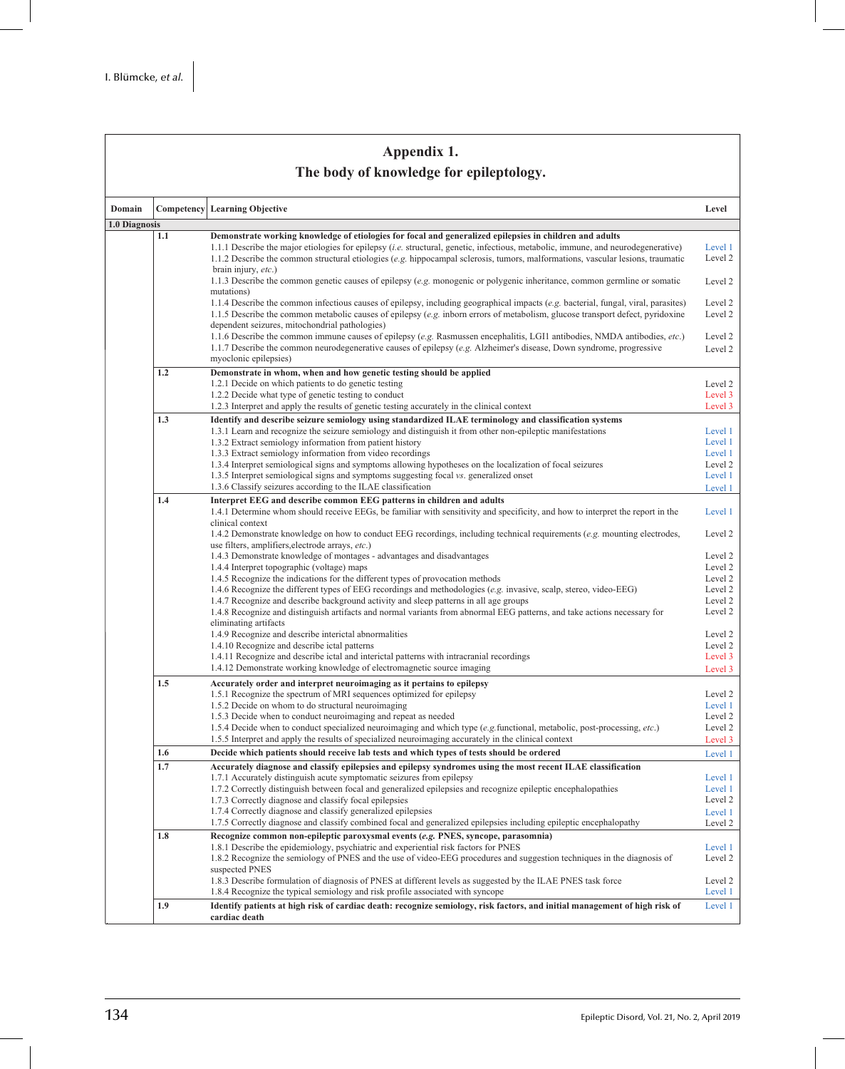## Appendix 1.
## The body of knowledge for epileptology.

| Domain | Competency | Learning Objective | Level |
|---|---|---|---|
| **1.0 Diagnosis** | | | |
| | **1.1** | **Demonstrate working knowledge of etiologies for focal and generalized epilepsies in children and adults** | |
| | | 1.1.1 Describe the major etiologies for epilepsy (*i.e.* structural, genetic, infectious, metabolic, immune, and neurodegenerative) | Level 1 |
| | | 1.1.2 Describe the common structural etiologies (*e.g.* hippocampal sclerosis, tumors, malformations, vascular lesions, traumatic brain injury, *etc.*) | Level 2 |
| | | 1.1.3 Describe the common genetic causes of epilepsy (*e.g.* monogenic or polygenic inheritance, common germline or somatic mutations) | Level 2 |
| | | 1.1.4 Describe the common infectious causes of epilepsy, including geographical impacts (*e.g.* bacterial, fungal, viral, parasites) | Level 2 |
| | | 1.1.5 Describe the common metabolic causes of epilepsy (*e.g.* inborn errors of metabolism, glucose transport defect, pyridoxine dependent seizures, mitochondrial pathologies) | Level 2 |
| | | 1.1.6 Describe the common immune causes of epilepsy (*e.g.* Rasmussen encephalitis, LGI1 antibodies, NMDA antibodies, *etc.*) | Level 2 |
| | | 1.1.7 Describe the common neurodegenerative causes of epilepsy (*e.g.* Alzheimer's disease, Down syndrome, progressive myoclonic epilepsies) | Level 2 |
| | **1.2** | **Demonstrate in whom, when and how genetic testing should be applied** | |
| | | 1.2.1 Decide on which patients to do genetic testing | Level 2 |
| | | 1.2.2 Decide what type of genetic testing to conduct | Level 3 |
| | | 1.2.3 Interpret and apply the results of genetic testing accurately in the clinical context | Level 3 |
| | **1.3** | **Identify and describe seizure semiology using standardized ILAE terminology and classification systems** | |
| | | 1.3.1 Learn and recognize the seizure semiology and distinguish it from other non-epileptic manifestations | Level 1 |
| | | 1.3.2 Extract semiology information from patient history | Level 1 |
| | | 1.3.3 Extract semiology information from video recordings | Level 1 |
| | | 1.3.4 Interpret semiological signs and symptoms allowing hypotheses on the localization of focal seizures | Level 2 |
| | | 1.3.5 Interpret semiological signs and symptoms suggesting focal *vs.* generalized onset | Level 1 |
| | | 1.3.6 Classify seizures according to the ILAE classification | Level 1 |
| | **1.4** | **Interpret EEG and describe common EEG patterns in children and adults** | |
| | | 1.4.1 Determine whom should receive EEGs, be familiar with sensitivity and specificity, and how to interpret the report in the clinical context | Level 1 |
| | | 1.4.2 Demonstrate knowledge on how to conduct EEG recordings, including technical requirements (*e.g.* mounting electrodes, use filters, amplifiers,electrode arrays, *etc.*) | Level 2 |
| | | 1.4.3 Demonstrate knowledge of montages - advantages and disadvantages | Level 2 |
| | | 1.4.4 Interpret topographic (voltage) maps | Level 2 |
| | | 1.4.5 Recognize the indications for the different types of provocation methods | Level 2 |
| | | 1.4.6 Recognize the different types of EEG recordings and methodologies (*e.g.* invasive, scalp, stereo, video-EEG) | Level 2 |
| | | 1.4.7 Recognize and describe background activity and sleep patterns in all age groups | Level 2 |
| | | 1.4.8 Recognize and distinguish artifacts and normal variants from abnormal EEG patterns, and take actions necessary for eliminating artifacts | Level 2 |
| | | 1.4.9 Recognize and describe interictal abnormalities | Level 2 |
| | | 1.4.10 Recognize and describe ictal patterns | Level 2 |
| | | 1.4.11 Recognize and describe ictal and interictal patterns with intracranial recordings | Level 3 |
| | | 1.4.12 Demonstrate working knowledge of electromagnetic source imaging | Level 3 |
| | **1.5** | **Accurately order and interpret neuroimaging as it pertains to epilepsy** | |
| | | 1.5.1 Recognize the spectrum of MRI sequences optimized for epilepsy | Level 2 |
| | | 1.5.2 Decide on whom to do structural neuroimaging | Level 1 |
| | | 1.5.3 Decide when to conduct neuroimaging and repeat as needed | Level 2 |
| | | 1.5.4 Decide when to conduct specialized neuroimaging and which type (*e.g.*functional, metabolic, post-processing, *etc.*) | Level 2 |
| | | 1.5.5 Interpret and apply the results of specialized neuroimaging accurately in the clinical context | Level 3 |
| | **1.6** | **Decide which patients should receive lab tests and which types of tests should be ordered** | Level 1 |
| | **1.7** | **Accurately diagnose and classify epilepsies and epilepsy syndromes using the most recent ILAE classification** | |
| | | 1.7.1 Accurately distinguish acute symptomatic seizures from epilepsy | Level 1 |
| | | 1.7.2 Correctly distinguish between focal and generalized epilepsies and recognize epileptic encephalopathies | Level 1 |
| | | 1.7.3 Correctly diagnose and classify focal epilepsies | Level 2 |
| | | 1.7.4 Correctly diagnose and classify generalized epilepsies | Level 1 |
| | | 1.7.5 Correctly diagnose and classify combined focal and generalized epilepsies including epileptic encephalopathy | Level 2 |
| | **1.8** | **Recognize common non-epileptic paroxysmal events (*e.g.* PNES, syncope, parasomnia)** | |
| | | 1.8.1 Describe the epidemiology, psychiatric and experiential risk factors for PNES | Level 1 |
| | | 1.8.2 Recognize the semiology of PNES and the use of video-EEG procedures and suggestion techniques in the diagnosis of suspected PNES | Level 2 |
| | | 1.8.3 Describe formulation of diagnosis of PNES at different levels as suggested by the ILAE PNES task force | Level 2 |
| | | 1.8.4 Recognize the typical semiology and risk profile associated with syncope | Level 1 |
| | **1.9** | **Identify patients at high risk of cardiac death: recognize semiology, risk factors, and initial management of high risk of cardiac death** | Level 1 |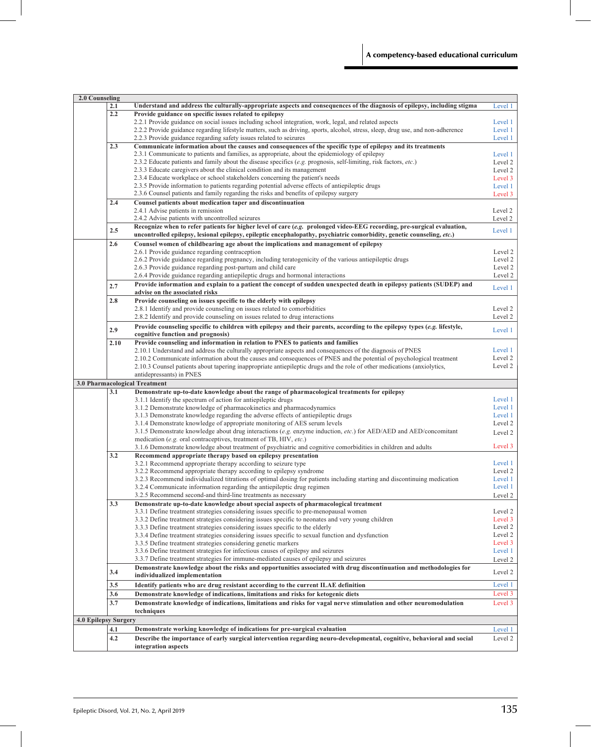| | | | |
|---|---|---|---|
| **2.0 Counseling** | | | |
| | **2.1** | **Understand and address the culturally-appropriate aspects and consequences of the diagnosis of epilepsy, including stigma** | Level 1 |
| | **2.2** | **Provide guidance on specific issues related to epilepsy** | |
| | | 2.2.1 Provide guidance on social issues including school integration, work, legal, and related aspects | Level 1 |
| | | 2.2.2 Provide guidance regarding lifestyle matters, such as driving, sports, alcohol, stress, sleep, drug use, and non-adherence | Level 1 |
| | | 2.2.3 Provide guidance regarding safety issues related to seizures | Level 1 |
| | **2.3** | **Communicate information about the causes and consequences of the specific type of epilepsy and its treatments** | |
| | | 2.3.1 Communicate to patients and families, as appropriate, about the epidemiology of epilepsy | Level 1 |
| | | 2.3.2 Educate patients and family about the disease specifics (*e.g.* prognosis, self-limiting, risk factors, *etc.*) | Level 2 |
| | | 2.3.3 Educate caregivers about the clinical condition and its management | Level 2 |
| | | 2.3.4 Educate workplace or school stakeholders concerning the patient's needs | Level 3 |
| | | 2.3.5 Provide information to patients regarding potential adverse effects of antiepileptic drugs | Level 1 |
| | | 2.3.6 Counsel patients and family regarding the risks and benefits of epilepsy surgery | Level 3 |
| | **2.4** | **Counsel patients about medication taper and discontinuation** | |
| | | 2.4.1 Advise patients in remission | Level 2 |
| | | 2.4.2 Advise patients with uncontrolled seizures | Level 2 |
| | **2.5** | **Recognize when to refer patients for higher level of care (*e.g.* prolonged video-EEG recording, pre-surgical evaluation, uncontrolled epilepsy, lesional epilepsy, epileptic encephalopathy, psychiatric comorbidity, genetic counseling, *etc.*)** | Level 1 |
| | **2.6** | **Counsel women of childbearing age about the implications and management of epilepsy** | |
| | | 2.6.1 Provide guidance regarding contraception | Level 2 |
| | | 2.6.2 Provide guidance regarding pregnancy, including teratogenicity of the various antiepileptic drugs | Level 2 |
| | | 2.6.3 Provide guidance regarding post-partum and child care | Level 2 |
| | | 2.6.4 Provide guidance regarding antiepileptic drugs and hormonal interactions | Level 2 |
| | **2.7** | **Provide information and explain to a patient the concept of sudden unexpected death in epilepsy patients (SUDEP) and advise on the associated risks** | Level 1 |
| | **2.8** | **Provide counseling on issues specific to the elderly with epilepsy** | |
| | | 2.8.1 Identify and provide counseling on issues related to comorbidities | Level 2 |
| | | 2.8.2 Identify and provide counseling on issues related to drug interactions | Level 2 |
| | **2.9** | **Provide counseling specific to children with epilepsy and their parents, according to the epilepsy types (*e.g.* lifestyle, cognitive function and prognosis)** | Level 1 |
| | **2.10** | **Provide counseling and information in relation to PNES to patients and families** | |
| | | 2.10.1 Understand and address the culturally appropriate aspects and consequences of the diagnosis of PNES | Level 1 |
| | | 2.10.2 Communicate information about the causes and consequences of PNES and the potential of psychological treatment | Level 2 |
| | | 2.10.3 Counsel patients about tapering inappropriate antiepileptic drugs and the role of other medications (anxiolytics, antidepressants) in PNES | Level 2 |
| **3.0 Pharmacological Treatment** | | | |
| | **3.1** | **Demonstrate up-to-date knowledge about the range of pharmacological treatments for epilepsy** | |
| | | 3.1.1 Identify the spectrum of action for antiepileptic drugs | Level 1 |
| | | 3.1.2 Demonstrate knowledge of pharmacokinetics and pharmacodynamics | Level 1 |
| | | 3.1.3 Demonstrate knowledge regarding the adverse effects of antiepileptic drugs | Level 1 |
| | | 3.1.4 Demonstrate knowledge of appropriate monitoring of AES serum levels | Level 2 |
| | | 3.1.5 Demonstrate knowledge about drug interactions (*e.g.* enzyme induction, *etc.*) for AED/AED and AED/concomitant medication (*e.g.* oral contraceptives, treatment of TB, HIV, *etc.*) | Level 2 |
| | | 3.1.6 Demonstrate knowledge about treatment of psychiatric and cognitive comorbidities in children and adults | Level 3 |
| | **3.2** | **Recommend appropriate therapy based on epilepsy presentation** | |
| | | 3.2.1 Recommend appropriate therapy according to seizure type | Level 1 |
| | | 3.2.2 Recommend appropriate therapy according to epilepsy syndrome | Level 2 |
| | | 3.2.3 Recommend individualized titrations of optimal dosing for patients including starting and discontinuing medication | Level 1 |
| | | 3.2.4 Communicate information regarding the antiepileptic drug regimen | Level 1 |
| | | 3.2.5 Recommend second-and third-line treatments as necessary | Level 2 |
| | **3.3** | **Demonstrate up-to-date knowledge about special aspects of pharmacological treatment** | |
| | | 3.3.1 Define treatment strategies considering issues specific to pre-menopausal women | Level 2 |
| | | 3.3.2 Define treatment strategies considering issues specific to neonates and very young children | Level 3 |
| | | 3.3.3 Define treatment strategies considering issues specific to the elderly | Level 2 |
| | | 3.3.4 Define treatment strategies considering issues specific to sexual function and dysfunction | Level 2 |
| | | 3.3.5 Define treatment strategies considering genetic markers | Level 3 |
| | | 3.3.6 Define treatment strategies for infectious causes of epilepsy and seizures | Level 1 |
| | | 3.3.7 Define treatment strategies for immune-mediated causes of epilepsy and seizures | Level 2 |
| | **3.4** | **Demonstrate knowledge about the risks and opportunities associated with drug discontinuation and methodologies for individualized implementation** | Level 2 |
| | **3.5** | **Identify patients who are drug resistant according to the current ILAE definition** | Level 1 |
| | **3.6** | **Demonstrate knowledge of indications, limitations and risks for ketogenic diets** | Level 3 |
| | **3.7** | **Demonstrate knowledge of indications, limitations and risks for vagal nerve stimulation and other neuromodulation techniques** | Level 3 |
| **4.0 Epilepsy Surgery** | | | |
| | **4.1** | **Demonstrate working knowledge of indications for pre-surgical evaluation** | Level 1 |
| | **4.2** | **Describe the importance of early surgical intervention regarding neuro-developmental, cognitive, behavioral and social integration aspects** | Level 2 |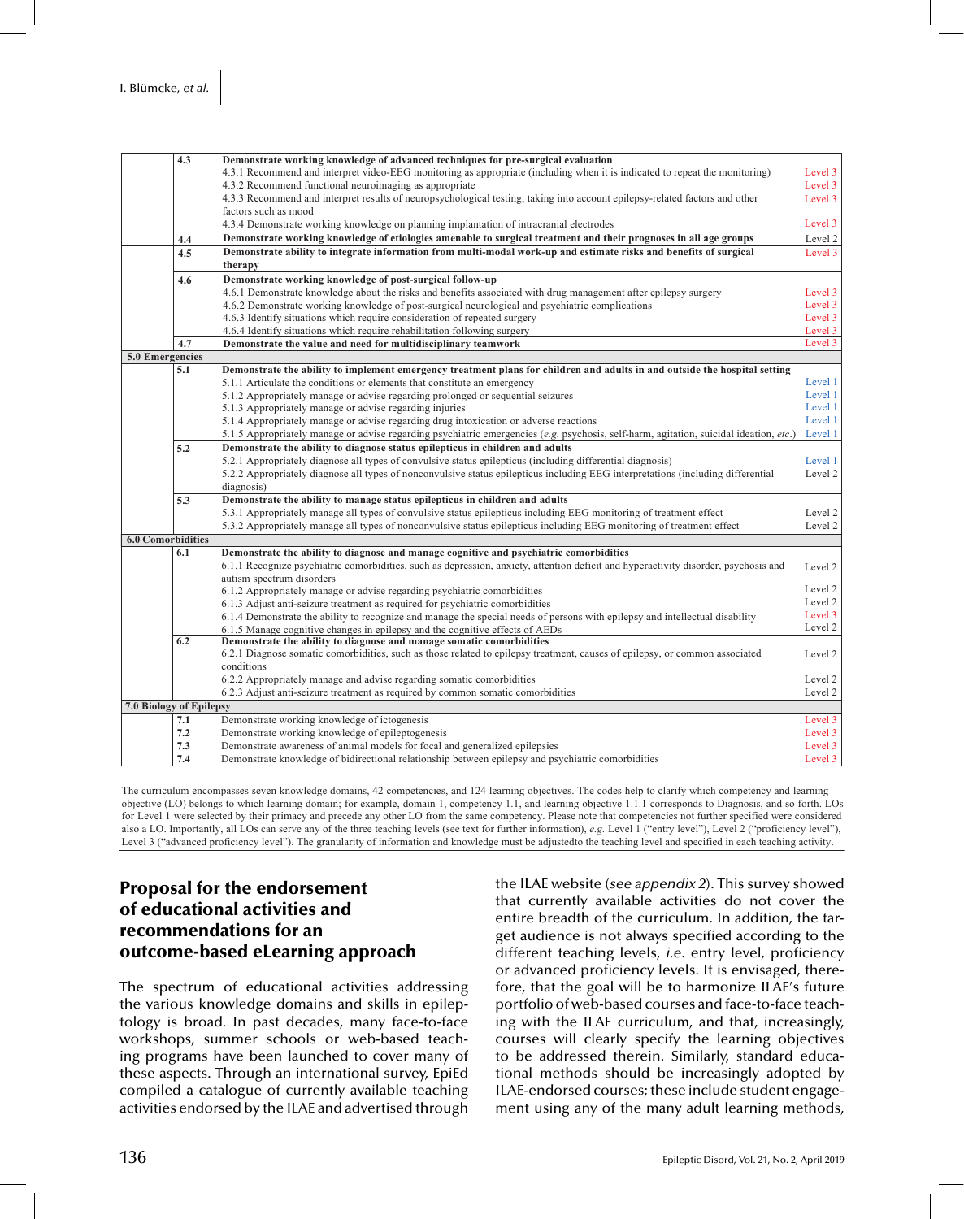| Domain | Code | Competency / Learning objective | Level |
|---|---|---|---|
| | **4.3** | **Demonstrate working knowledge of advanced techniques for pre-surgical evaluation** | |
| | | 4.3.1 Recommend and interpret video-EEG monitoring as appropriate (including when it is indicated to repeat the monitoring) | Level 3 |
| | | 4.3.2 Recommend functional neuroimaging as appropriate | Level 3 |
| | | 4.3.3 Recommend and interpret results of neuropsychological testing, taking into account epilepsy-related factors and other factors such as mood | Level 3 |
| | | 4.3.4 Demonstrate working knowledge on planning implantation of intracranial electrodes | Level 3 |
| | **4.4** | **Demonstrate working knowledge of etiologies amenable to surgical treatment and their prognoses in all age groups** | Level 2 |
| | **4.5** | **Demonstrate ability to integrate information from multi-modal work-up and estimate risks and benefits of surgical therapy** | Level 3 |
| | **4.6** | **Demonstrate working knowledge of post-surgical follow-up** | |
| | | 4.6.1 Demonstrate knowledge about the risks and benefits associated with drug management after epilepsy surgery | Level 3 |
| | | 4.6.2 Demonstrate working knowledge of post-surgical neurological and psychiatric complications | Level 3 |
| | | 4.6.3 Identify situations which require consideration of repeated surgery | Level 3 |
| | | 4.6.4 Identify situations which require rehabilitation following surgery | Level 3 |
| | **4.7** | **Demonstrate the value and need for multidisciplinary teamwork** | Level 3 |
| **5.0 Emergencies** | | | |
| | **5.1** | **Demonstrate the ability to implement emergency treatment plans for children and adults in and outside the hospital setting** | |
| | | 5.1.1 Articulate the conditions or elements that constitute an emergency | Level 1 |
| | | 5.1.2 Appropriately manage or advise regarding prolonged or sequential seizures | Level 1 |
| | | 5.1.3 Appropriately manage or advise regarding injuries | Level 1 |
| | | 5.1.4 Appropriately manage or advise regarding drug intoxication or adverse reactions | Level 1 |
| | | 5.1.5 Appropriately manage or advise regarding psychiatric emergencies (*e.g.* psychosis, self-harm, agitation, suicidal ideation, *etc.*) | Level 1 |
| | **5.2** | **Demonstrate the ability to diagnose status epilepticus in children and adults** | |
| | | 5.2.1 Appropriately diagnose all types of convulsive status epilepticus (including differential diagnosis) | Level 1 |
| | | 5.2.2 Appropriately diagnose all types of nonconvulsive status epilepticus including EEG interpretations (including differential diagnosis) | Level 2 |
| | **5.3** | **Demonstrate the ability to manage status epilepticus in children and adults** | |
| | | 5.3.1 Appropriately manage all types of convulsive status epilepticus including EEG monitoring of treatment effect | Level 2 |
| | | 5.3.2 Appropriately manage all types of nonconvulsive status epilepticus including EEG monitoring of treatment effect | Level 2 |
| **6.0 Comorbidities** | | | |
| | **6.1** | **Demonstrate the ability to diagnose and manage cognitive and psychiatric comorbidities** | |
| | | 6.1.1 Recognize psychiatric comorbidities, such as depression, anxiety, attention deficit and hyperactivity disorder, psychosis and autism spectrum disorders | Level 2 |
| | | 6.1.2 Appropriately manage or advise regarding psychiatric comorbidities | Level 2 |
| | | 6.1.3 Adjust anti-seizure treatment as required for psychiatric comorbidities | Level 2 |
| | | 6.1.4 Demonstrate the ability to recognize and manage the special needs of persons with epilepsy and intellectual disability | Level 3 |
| | | 6.1.5 Manage cognitive changes in epilepsy and the cognitive effects of AEDs | Level 2 |
| | **6.2** | **Demonstrate the ability to diagnose and manage somatic comorbidities** | |
| | | 6.2.1 Diagnose somatic comorbidities, such as those related to epilepsy treatment, causes of epilepsy, or common associated conditions | Level 2 |
| | | 6.2.2 Appropriately manage and advise regarding somatic comorbidities | Level 2 |
| | | 6.2.3 Adjust anti-seizure treatment as required by common somatic comorbidities | Level 2 |
| **7.0 Biology of Epilepsy** | | | |
| | **7.1** | Demonstrate working knowledge of ictogenesis | Level 3 |
| | **7.2** | Demonstrate working knowledge of epileptogenesis | Level 3 |
| | **7.3** | Demonstrate awareness of animal models for focal and generalized epilepsies | Level 3 |
| | **7.4** | Demonstrate knowledge of bidirectional relationship between epilepsy and psychiatric comorbidities | Level 3 |

The curriculum encompasses seven knowledge domains, 42 competencies, and 124 learning objectives. The codes help to clarify which competency and learning objective (LO) belongs to which learning domain; for example, domain 1, competency 1.1, and learning objective 1.1.1 corresponds to Diagnosis, and so forth. LOs for Level 1 were selected by their primacy and precede any other LO from the same competency. Please note that competencies not further specified were considered also a LO. Importantly, all LOs can serve any of the three teaching levels (see text for further information), *e.g.* Level 1 ("entry level"), Level 2 ("proficiency level"), Level 3 ("advanced proficiency level"). The granularity of information and knowledge must be adjustedto the teaching level and specified in each teaching activity.

## Proposal for the endorsement of educational activities and recommendations for an outcome-based eLearning approach

The spectrum of educational activities addressing the various knowledge domains and skills in epileptology is broad. In past decades, many face-to-face workshops, summer schools or web-based teaching programs have been launched to cover many of these aspects. Through an international survey, EpiEd compiled a catalogue of currently available teaching activities endorsed by the ILAE and advertised through the ILAE website (*see appendix 2*). This survey showed that currently available activities do not cover the entire breadth of the curriculum. In addition, the target audience is not always specified according to the different teaching levels, *i.e.* entry level, proficiency or advanced proficiency levels. It is envisaged, therefore, that the goal will be to harmonize ILAE's future portfolio of web-based courses and face-to-face teaching with the ILAE curriculum, and that, increasingly, courses will clearly specify the learning objectives to be addressed therein. Similarly, standard educational methods should be increasingly adopted by ILAE-endorsed courses; these include student engagement using any of the many adult learning methods,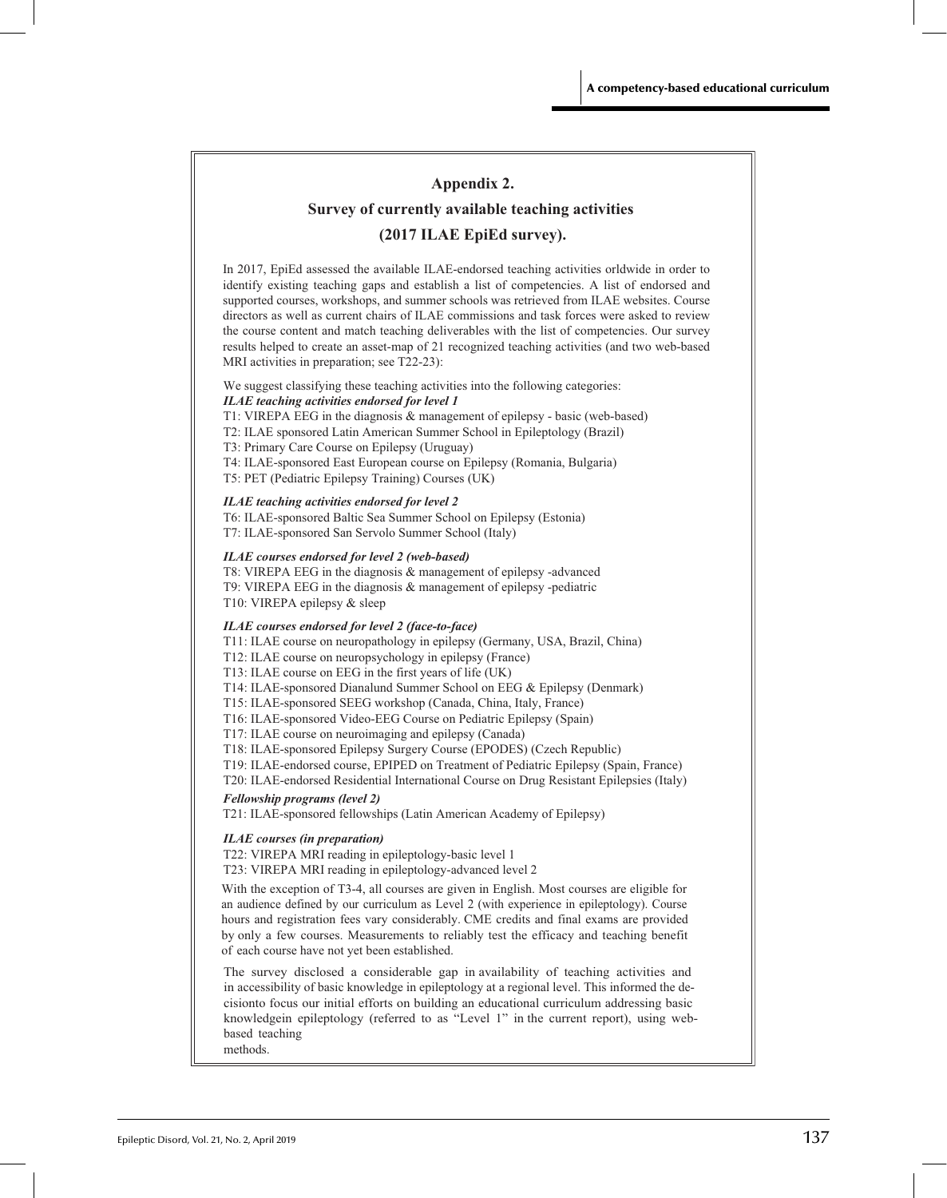## Appendix 2.

## Survey of currently available teaching activities

## (2017 ILAE EpiEd survey).

In 2017, EpiEd assessed the available ILAE-endorsed teaching activities orldwide in order to identify existing teaching gaps and establish a list of competencies. A list of endorsed and supported courses, workshops, and summer schools was retrieved from ILAE websites. Course directors as well as current chairs of ILAE commissions and task forces were asked to review the course content and match teaching deliverables with the list of competencies. Our survey results helped to create an asset-map of 21 recognized teaching activities (and two web-based MRI activities in preparation; see T22-23):

We suggest classifying these teaching activities into the following categories:

***ILAE teaching activities endorsed for level 1***

T1: VIREPA EEG in the diagnosis & management of epilepsy - basic (web-based)
T2: ILAE sponsored Latin American Summer School in Epileptology (Brazil)
T3: Primary Care Course on Epilepsy (Uruguay)
T4: ILAE-sponsored East European course on Epilepsy (Romania, Bulgaria)
T5: PET (Pediatric Epilepsy Training) Courses (UK)

***ILAE teaching activities endorsed for level 2***

T6: ILAE-sponsored Baltic Sea Summer School on Epilepsy (Estonia)
T7: ILAE-sponsored San Servolo Summer School (Italy)

***ILAE courses endorsed for level 2 (web-based)***

T8: VIREPA EEG in the diagnosis & management of epilepsy -advanced
T9: VIREPA EEG in the diagnosis & management of epilepsy -pediatric
T10: VIREPA epilepsy & sleep

***ILAE courses endorsed for level 2 (face-to-face)***

T11: ILAE course on neuropathology in epilepsy (Germany, USA, Brazil, China)
T12: ILAE course on neuropsychology in epilepsy (France)
T13: ILAE course on EEG in the first years of life (UK)
T14: ILAE-sponsored Dianalund Summer School on EEG & Epilepsy (Denmark)
T15: ILAE-sponsored SEEG workshop (Canada, China, Italy, France)
T16: ILAE-sponsored Video-EEG Course on Pediatric Epilepsy (Spain)
T17: ILAE course on neuroimaging and epilepsy (Canada)
T18: ILAE-sponsored Epilepsy Surgery Course (EPODES) (Czech Republic)
T19: ILAE-endorsed course, EPIPED on Treatment of Pediatric Epilepsy (Spain, France)
T20: ILAE-endorsed Residential International Course on Drug Resistant Epilepsies (Italy)

***Fellowship programs (level 2)***

T21: ILAE-sponsored fellowships (Latin American Academy of Epilepsy)

***ILAE courses (in preparation)***

T22: VIREPA MRI reading in epileptology-basic level 1
T23: VIREPA MRI reading in epileptology-advanced level 2

With the exception of T3-4, all courses are given in English. Most courses are eligible for an audience defined by our curriculum as Level 2 (with experience in epileptology). Course hours and registration fees vary considerably. CME credits and final exams are provided by only a few courses. Measurements to reliably test the efficacy and teaching benefit of each course have not yet been established.

The survey disclosed a considerable gap in availability of teaching activities and in accessibility of basic knowledge in epileptology at a regional level. This informed the decisionto focus our initial efforts on building an educational curriculum addressing basic knowledgein epileptology (referred to as "Level 1" in the current report), using web-based teaching methods.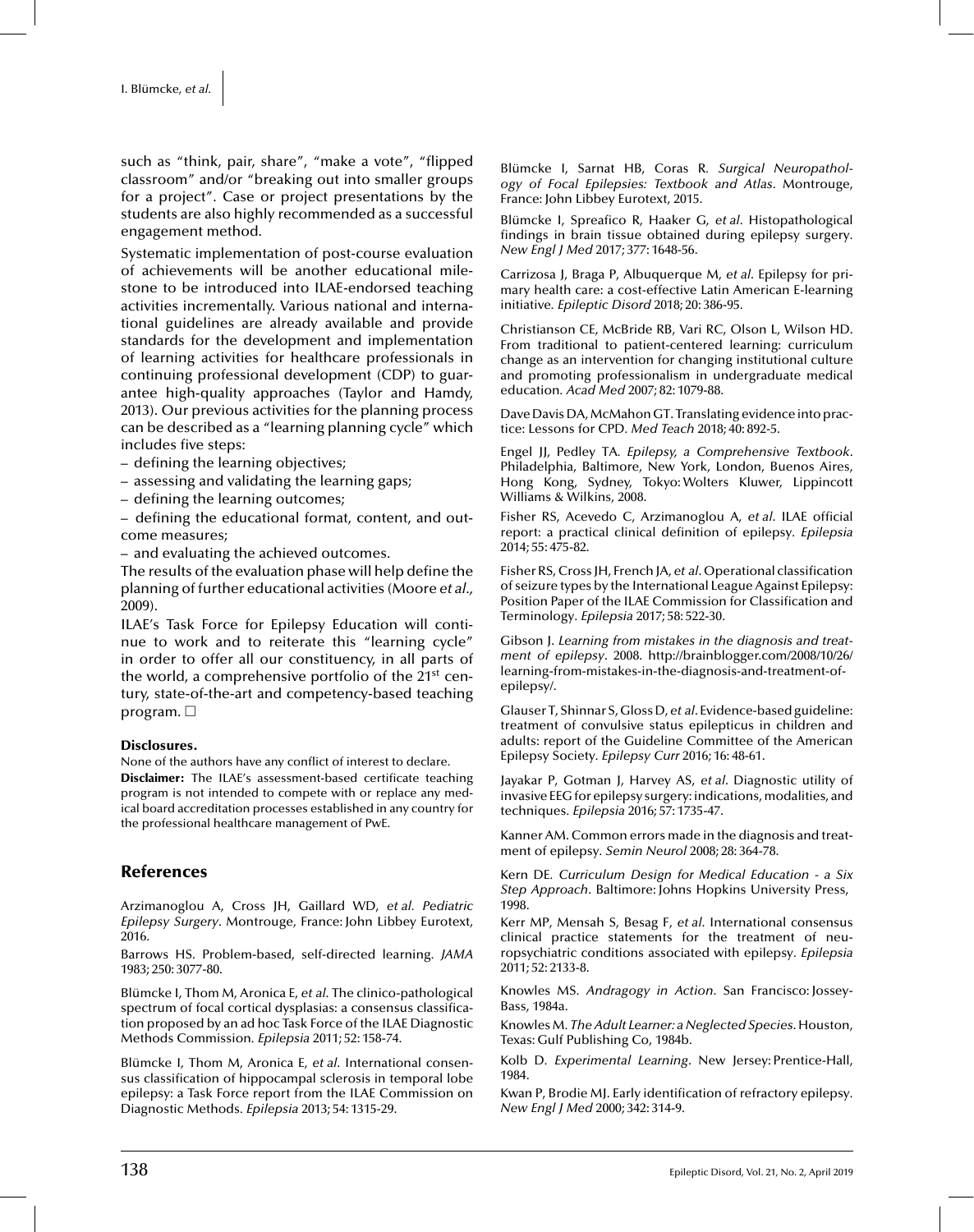such as "think, pair, share", "make a vote", "flipped classroom" and/or "breaking out into smaller groups for a project". Case or project presentations by the students are also highly recommended as a successful engagement method.

Systematic implementation of post-course evaluation of achievements will be another educational milestone to be introduced into ILAE-endorsed teaching activities incrementally. Various national and international guidelines are already available and provide standards for the development and implementation of learning activities for healthcare professionals in continuing professional development (CDP) to guarantee high-quality approaches (Taylor and Hamdy, 2013). Our previous activities for the planning process can be described as a "learning planning cycle" which includes five steps:

– defining the learning objectives;
– assessing and validating the learning gaps;
– defining the learning outcomes;
– defining the educational format, content, and outcome measures;
– and evaluating the achieved outcomes.

The results of the evaluation phase will help define the planning of further educational activities (Moore *et al.*, 2009).

ILAE's Task Force for Epilepsy Education will continue to work and to reiterate this "learning cycle" in order to offer all our constituency, in all parts of the world, a comprehensive portfolio of the 21st century, state-of-the-art and competency-based teaching program. □

**Disclosures.**

None of the authors have any conflict of interest to declare.

**Disclaimer:** The ILAE's assessment-based certificate teaching program is not intended to compete with or replace any medical board accreditation processes established in any country for the professional healthcare management of PwE.

## References

Arzimanoglou A, Cross JH, Gaillard WD, *et al. Pediatric Epilepsy Surgery*. Montrouge, France: John Libbey Eurotext, 2016.

Barrows HS. Problem-based, self-directed learning. *JAMA* 1983; 250: 3077-80.

Blümcke I, Thom M, Aronica E, *et al.* The clinico-pathological spectrum of focal cortical dysplasias: a consensus classification proposed by an ad hoc Task Force of the ILAE Diagnostic Methods Commission. *Epilepsia* 2011; 52: 158-74.

Blümcke I, Thom M, Aronica E, *et al.* International consensus classification of hippocampal sclerosis in temporal lobe epilepsy: a Task Force report from the ILAE Commission on Diagnostic Methods. *Epilepsia* 2013; 54: 1315-29.

Blümcke I, Sarnat HB, Coras R. *Surgical Neuropathology of Focal Epilepsies: Textbook and Atlas*. Montrouge, France: John Libbey Eurotext, 2015.

Blümcke I, Spreafico R, Haaker G, *et al.* Histopathological findings in brain tissue obtained during epilepsy surgery. *New Engl J Med* 2017; 377: 1648-56.

Carrizosa J, Braga P, Albuquerque M, *et al.* Epilepsy for primary health care: a cost-effective Latin American E-learning initiative. *Epileptic Disord* 2018; 20: 386-95.

Christianson CE, McBride RB, Vari RC, Olson L, Wilson HD. From traditional to patient-centered learning: curriculum change as an intervention for changing institutional culture and promoting professionalism in undergraduate medical education. *Acad Med* 2007; 82: 1079-88.

Dave Davis DA, McMahon GT. Translating evidence into practice: Lessons for CPD. *Med Teach* 2018; 40: 892-5.

Engel JJ, Pedley TA. *Epilepsy, a Comprehensive Textbook*. Philadelphia, Baltimore, New York, London, Buenos Aires, Hong Kong, Sydney, Tokyo: Wolters Kluwer, Lippincott Williams & Wilkins, 2008.

Fisher RS, Acevedo C, Arzimanoglou A, *et al.* ILAE official report: a practical clinical definition of epilepsy. *Epilepsia* 2014; 55: 475-82.

Fisher RS, Cross JH, French JA, *et al.* Operational classification of seizure types by the International League Against Epilepsy: Position Paper of the ILAE Commission for Classification and Terminology. *Epilepsia* 2017; 58: 522-30.

Gibson J. *Learning from mistakes in the diagnosis and treatment of epilepsy*. 2008. http://brainblogger.com/2008/10/26/learning-from-mistakes-in-the-diagnosis-and-treatment-of-epilepsy/.

Glauser T, Shinnar S, Gloss D, *et al.* Evidence-based guideline: treatment of convulsive status epilepticus in children and adults: report of the Guideline Committee of the American Epilepsy Society. *Epilepsy Curr* 2016; 16: 48-61.

Jayakar P, Gotman J, Harvey AS, *et al.* Diagnostic utility of invasive EEG for epilepsy surgery: indications, modalities, and techniques. *Epilepsia* 2016; 57: 1735-47.

Kanner AM. Common errors made in the diagnosis and treatment of epilepsy. *Semin Neurol* 2008; 28: 364-78.

Kern DE. *Curriculum Design for Medical Education - a Six Step Approach*. Baltimore: Johns Hopkins University Press, 1998.

Kerr MP, Mensah S, Besag F, *et al.* International consensus clinical practice statements for the treatment of neuropsychiatric conditions associated with epilepsy. *Epilepsia* 2011; 52: 2133-8.

Knowles MS. *Andragogy in Action*. San Francisco: Jossey-Bass, 1984a.

Knowles M. *The Adult Learner: a Neglected Species.* Houston, Texas: Gulf Publishing Co, 1984b.

Kolb D. *Experimental Learning*. New Jersey: Prentice-Hall, 1984.

Kwan P, Brodie MJ. Early identification of refractory epilepsy. *New Engl J Med* 2000; 342: 314-9.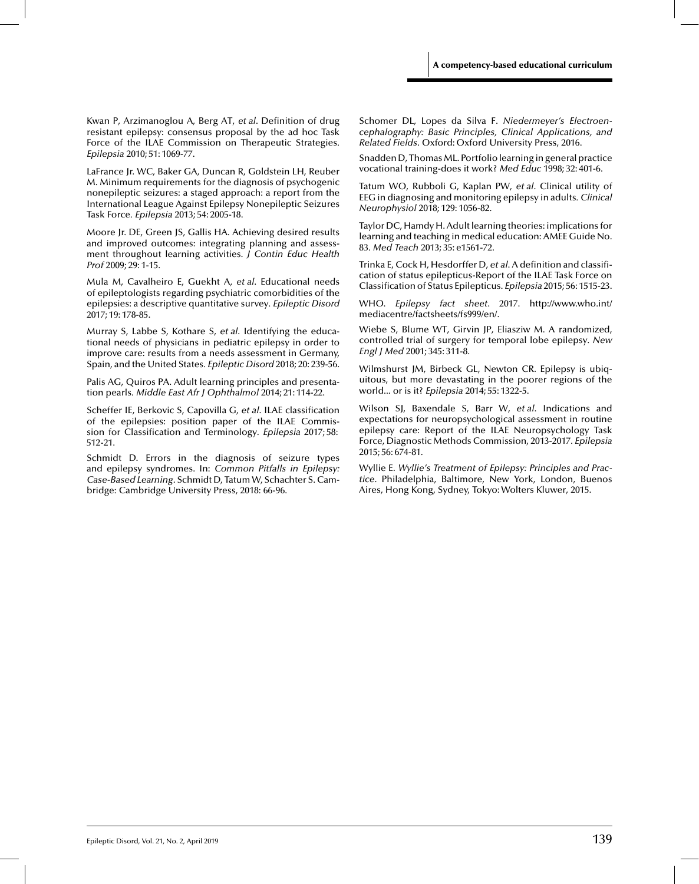Kwan P, Arzimanoglou A, Berg AT, *et al*. Definition of drug resistant epilepsy: consensus proposal by the ad hoc Task Force of the ILAE Commission on Therapeutic Strategies. *Epilepsia* 2010; 51: 1069-77.

LaFrance Jr. WC, Baker GA, Duncan R, Goldstein LH, Reuber M. Minimum requirements for the diagnosis of psychogenic nonepileptic seizures: a staged approach: a report from the International League Against Epilepsy Nonepileptic Seizures Task Force. *Epilepsia* 2013; 54: 2005-18.

Moore Jr. DE, Green JS, Gallis HA. Achieving desired results and improved outcomes: integrating planning and assessment throughout learning activities. *J Contin Educ Health Prof* 2009; 29: 1-15.

Mula M, Cavalheiro E, Guekht A, *et al*. Educational needs of epileptologists regarding psychiatric comorbidities of the epilepsies: a descriptive quantitative survey. *Epileptic Disord* 2017; 19: 178-85.

Murray S, Labbe S, Kothare S, *et al*. Identifying the educational needs of physicians in pediatric epilepsy in order to improve care: results from a needs assessment in Germany, Spain, and the United States. *Epileptic Disord* 2018; 20: 239-56.

Palis AG, Quiros PA. Adult learning principles and presentation pearls. *Middle East Afr J Ophthalmol* 2014; 21: 114-22.

Scheffer IE, Berkovic S, Capovilla G, *et al*. ILAE classification of the epilepsies: position paper of the ILAE Commission for Classification and Terminology. *Epilepsia* 2017; 58: 512-21.

Schmidt D. Errors in the diagnosis of seizure types and epilepsy syndromes. In: *Common Pitfalls in Epilepsy: Case-Based Learning*. Schmidt D, Tatum W, Schachter S. Cambridge: Cambridge University Press, 2018: 66-96.

Schomer DL, Lopes da Silva F. *Niedermeyer's Electroencephalography: Basic Principles, Clinical Applications, and Related Fields*. Oxford: Oxford University Press, 2016.

Snadden D, Thomas ML. Portfolio learning in general practice vocational training-does it work? *Med Educ* 1998; 32: 401-6.

Tatum WO, Rubboli G, Kaplan PW, *et al*. Clinical utility of EEG in diagnosing and monitoring epilepsy in adults. *Clinical Neurophysiol* 2018; 129: 1056-82.

Taylor DC, Hamdy H. Adult learning theories: implications for learning and teaching in medical education: AMEE Guide No. 83. *Med Teach* 2013; 35: e1561-72.

Trinka E, Cock H, Hesdorffer D, *et al*. A definition and classification of status epilepticus-Report of the ILAE Task Force on Classification of Status Epilepticus. *Epilepsia* 2015; 56: 1515-23.

WHO. *Epilepsy fact sheet*. 2017. http://www.who.int/mediacentre/factsheets/fs999/en/.

Wiebe S, Blume WT, Girvin JP, Eliasziw M. A randomized, controlled trial of surgery for temporal lobe epilepsy. *New Engl J Med* 2001; 345: 311-8.

Wilmshurst JM, Birbeck GL, Newton CR. Epilepsy is ubiquitous, but more devastating in the poorer regions of the world... or is it? *Epilepsia* 2014; 55: 1322-5.

Wilson SJ, Baxendale S, Barr W, *et al*. Indications and expectations for neuropsychological assessment in routine epilepsy care: Report of the ILAE Neuropsychology Task Force, Diagnostic Methods Commission, 2013-2017. *Epilepsia* 2015; 56: 674-81.

Wyllie E. *Wyllie's Treatment of Epilepsy: Principles and Practice*. Philadelphia, Baltimore, New York, London, Buenos Aires, Hong Kong, Sydney, Tokyo: Wolters Kluwer, 2015.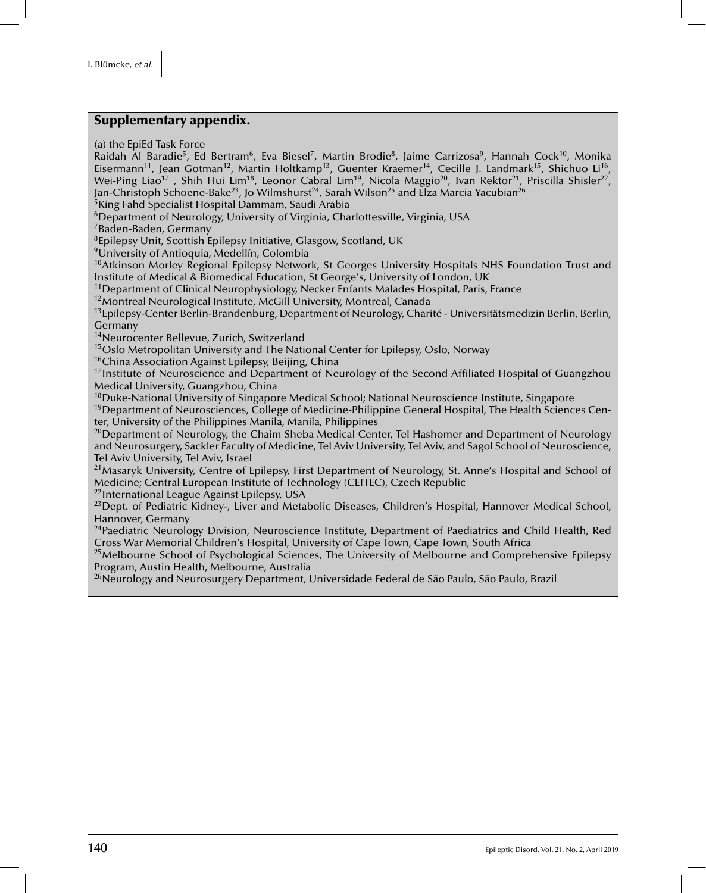## Supplementary appendix.

(a) the EpiEd Task Force

Raidah Al Baradie[5], Ed Bertram[6], Eva Biesel[7], Martin Brodie[8], Jaime Carrizosa[9], Hannah Cock[10], Monika Eisermann[11], Jean Gotman[12], Martin Holtkamp[13], Guenter Kraemer[14], Cecille J. Landmark[15], Shichuo Li[16], Wei-Ping Liao[17] , Shih Hui Lim[18], Leonor Cabral Lim[19], Nicola Maggio[20], Ivan Rektor[21], Priscilla Shisler[22], Jan-Christoph Schoene-Bake[23], Jo Wilmshurst[24], Sarah Wilson[25] and Elza Marcia Yacubian[26]

[5]King Fahd Specialist Hospital Dammam, Saudi Arabia

[6]Department of Neurology, University of Virginia, Charlottesville, Virginia, USA

[7]Baden-Baden, Germany

[8]Epilepsy Unit, Scottish Epilepsy Initiative, Glasgow, Scotland, UK

[9]University of Antioquia, Medellín, Colombia

[10]Atkinson Morley Regional Epilepsy Network, St Georges University Hospitals NHS Foundation Trust and Institute of Medical & Biomedical Education, St George's, University of London, UK

[11]Department of Clinical Neurophysiology, Necker Enfants Malades Hospital, Paris, France

[12]Montreal Neurological Institute, McGill University, Montreal, Canada

[13]Epilepsy-Center Berlin-Brandenburg, Department of Neurology, Charité - Universitätsmedizin Berlin, Berlin, Germany

[14]Neurocenter Bellevue, Zurich, Switzerland

[15]Oslo Metropolitan University and The National Center for Epilepsy, Oslo, Norway

[16]China Association Against Epilepsy, Beijing, China

[17]Institute of Neuroscience and Department of Neurology of the Second Affiliated Hospital of Guangzhou Medical University, Guangzhou, China

[18]Duke-National University of Singapore Medical School; National Neuroscience Institute, Singapore

[19]Department of Neurosciences, College of Medicine-Philippine General Hospital, The Health Sciences Center, University of the Philippines Manila, Manila, Philippines

[20]Department of Neurology, the Chaim Sheba Medical Center, Tel Hashomer and Department of Neurology and Neurosurgery, Sackler Faculty of Medicine, Tel Aviv University, Tel Aviv, and Sagol School of Neuroscience, Tel Aviv University, Tel Aviv, Israel

[21]Masaryk University, Centre of Epilepsy, First Department of Neurology, St. Anne's Hospital and School of Medicine; Central European Institute of Technology (CEITEC), Czech Republic

[22]International League Against Epilepsy, USA

[23]Dept. of Pediatric Kidney-, Liver and Metabolic Diseases, Children's Hospital, Hannover Medical School, Hannover, Germany

[24]Paediatric Neurology Division, Neuroscience Institute, Department of Paediatrics and Child Health, Red Cross War Memorial Children's Hospital, University of Cape Town, Cape Town, South Africa

[25]Melbourne School of Psychological Sciences, The University of Melbourne and Comprehensive Epilepsy Program, Austin Health, Melbourne, Australia

[26]Neurology and Neurosurgery Department, Universidade Federal de São Paulo, São Paulo, Brazil